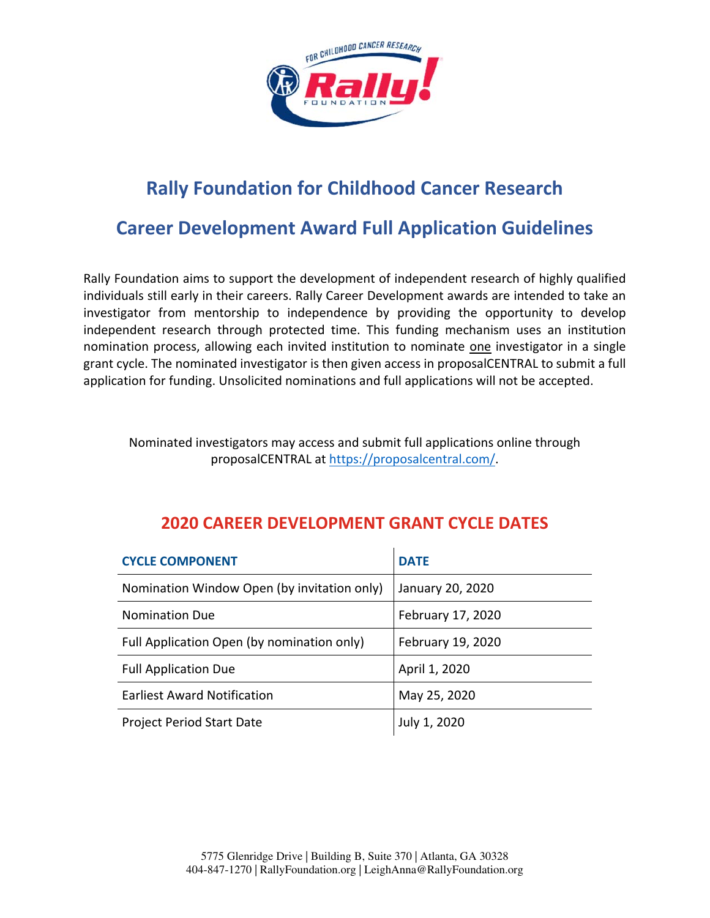# Rally Foundation for Childhood Cancer Research

## Career Development Award Full Application Guidelines

Rally Foundation aims to support the development of independent research of highly qualified individuals still early in their careers. Rally Career Development awards are intended to take an investigator from mentorship to independence by providing the opportunity to develop independent research through protected time. This funding mechanism uses an institution nomination process, allowing each invited institution to nominate one investigator in a single grant cycle. The nominated investigator is then given access in proposalCENTRAL to submit a full application for funding. Unsolicited nominations and full applications will not be accepted.

Nominated investigators may access and submit full applications online through proposalCENTRAL at https://proposalcentral.com/.

## 2020 CAREER DEVELOPMENT GRANT CYCLE DATES

| CYCLE COMPONENT | DATE |
|---|---|
| Nomination Window Open (by invitation only) | January 20, 2020 |
| Nomination Due | February 17, 2020 |
| Full Application Open (by nomination only) | February 19, 2020 |
| Full Application Due | April 1, 2020 |
| Earliest Award Notification | May 25, 2020 |
| Project Period Start Date | July 1, 2020 |

5775 Glenridge Drive | Building B, Suite 370 | Atlanta, GA 30328
404-847-1270 | RallyFoundation.org | LeighAnna@RallyFoundation.org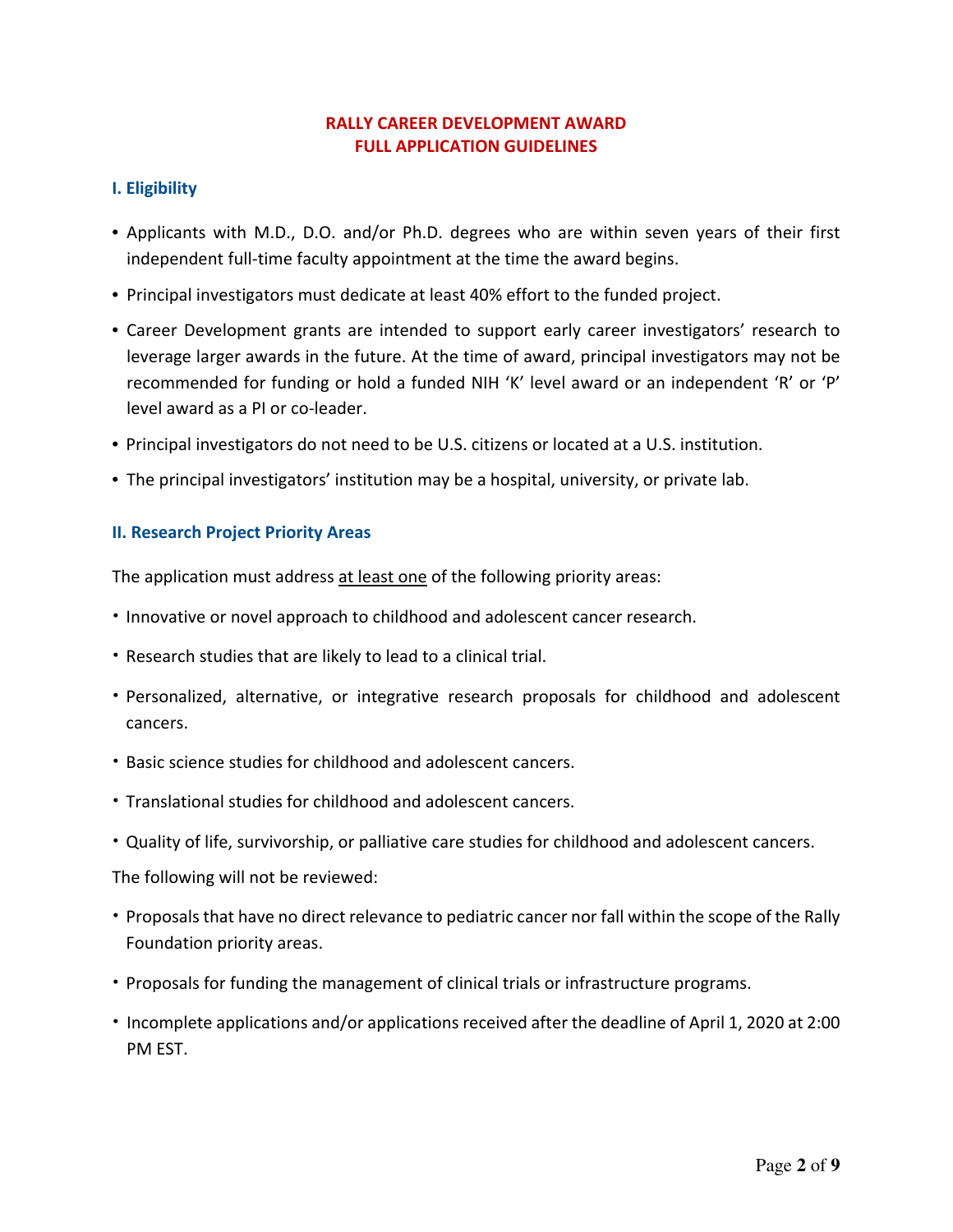# RALLY CAREER DEVELOPMENT AWARD
# FULL APPLICATION GUIDELINES

## I. Eligibility

- Applicants with M.D., D.O. and/or Ph.D. degrees who are within seven years of their first independent full-time faculty appointment at the time the award begins.
- Principal investigators must dedicate at least 40% effort to the funded project.
- Career Development grants are intended to support early career investigators' research to leverage larger awards in the future. At the time of award, principal investigators may not be recommended for funding or hold a funded NIH 'K' level award or an independent 'R' or 'P' level award as a PI or co-leader.
- Principal investigators do not need to be U.S. citizens or located at a U.S. institution.
- The principal investigators' institution may be a hospital, university, or private lab.

## II. Research Project Priority Areas

The application must address <u>at least one</u> of the following priority areas:

- Innovative or novel approach to childhood and adolescent cancer research.
- Research studies that are likely to lead to a clinical trial.
- Personalized, alternative, or integrative research proposals for childhood and adolescent cancers.
- Basic science studies for childhood and adolescent cancers.
- Translational studies for childhood and adolescent cancers.
- Quality of life, survivorship, or palliative care studies for childhood and adolescent cancers.

The following will not be reviewed:

- Proposals that have no direct relevance to pediatric cancer nor fall within the scope of the Rally Foundation priority areas.
- Proposals for funding the management of clinical trials or infrastructure programs.
- Incomplete applications and/or applications received after the deadline of April 1, 2020 at 2:00 PM EST.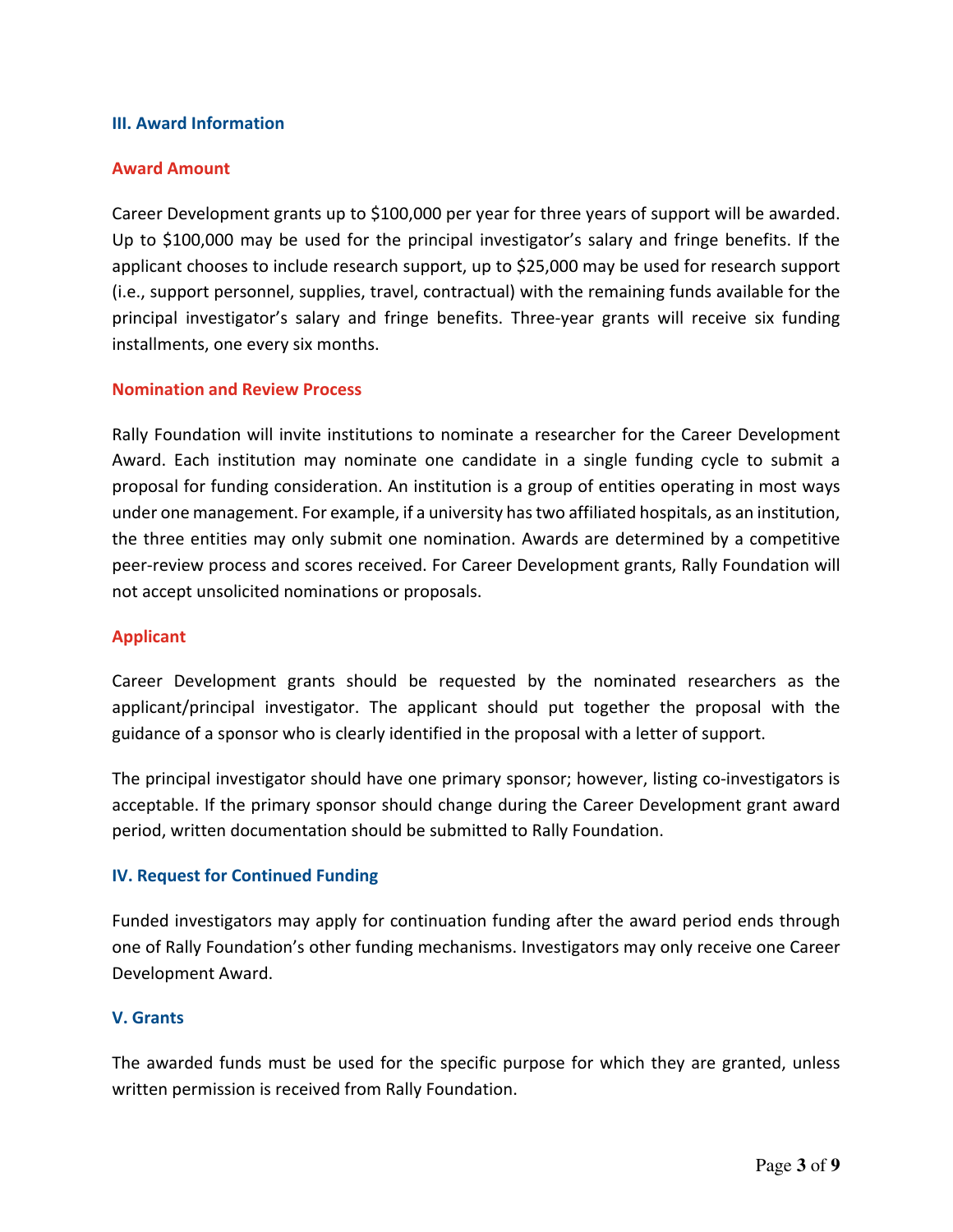## III. Award Information

### Award Amount

Career Development grants up to $100,000 per year for three years of support will be awarded. Up to $100,000 may be used for the principal investigator's salary and fringe benefits. If the applicant chooses to include research support, up to $25,000 may be used for research support (i.e., support personnel, supplies, travel, contractual) with the remaining funds available for the principal investigator's salary and fringe benefits. Three-year grants will receive six funding installments, one every six months.

### Nomination and Review Process

Rally Foundation will invite institutions to nominate a researcher for the Career Development Award. Each institution may nominate one candidate in a single funding cycle to submit a proposal for funding consideration. An institution is a group of entities operating in most ways under one management. For example, if a university has two affiliated hospitals, as an institution, the three entities may only submit one nomination. Awards are determined by a competitive peer-review process and scores received. For Career Development grants, Rally Foundation will not accept unsolicited nominations or proposals.

### Applicant

Career Development grants should be requested by the nominated researchers as the applicant/principal investigator. The applicant should put together the proposal with the guidance of a sponsor who is clearly identified in the proposal with a letter of support.

The principal investigator should have one primary sponsor; however, listing co-investigators is acceptable. If the primary sponsor should change during the Career Development grant award period, written documentation should be submitted to Rally Foundation.

## IV. Request for Continued Funding

Funded investigators may apply for continuation funding after the award period ends through one of Rally Foundation's other funding mechanisms. Investigators may only receive one Career Development Award.

## V. Grants

The awarded funds must be used for the specific purpose for which they are granted, unless written permission is received from Rally Foundation.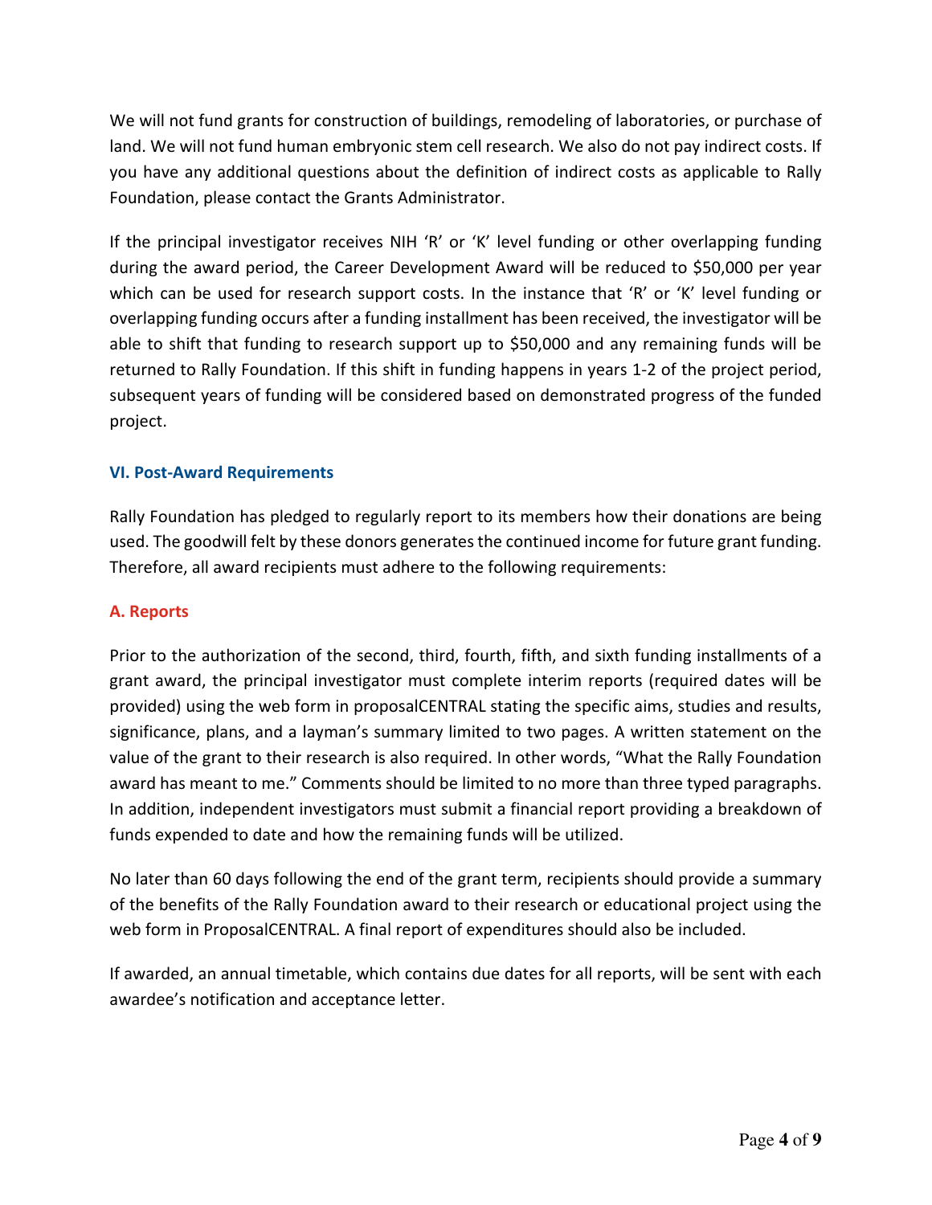We will not fund grants for construction of buildings, remodeling of laboratories, or purchase of land. We will not fund human embryonic stem cell research. We also do not pay indirect costs. If you have any additional questions about the definition of indirect costs as applicable to Rally Foundation, please contact the Grants Administrator.

If the principal investigator receives NIH 'R' or 'K' level funding or other overlapping funding during the award period, the Career Development Award will be reduced to $50,000 per year which can be used for research support costs. In the instance that 'R' or 'K' level funding or overlapping funding occurs after a funding installment has been received, the investigator will be able to shift that funding to research support up to $50,000 and any remaining funds will be returned to Rally Foundation. If this shift in funding happens in years 1-2 of the project period, subsequent years of funding will be considered based on demonstrated progress of the funded project.

## VI. Post-Award Requirements

Rally Foundation has pledged to regularly report to its members how their donations are being used. The goodwill felt by these donors generates the continued income for future grant funding. Therefore, all award recipients must adhere to the following requirements:

### A. Reports

Prior to the authorization of the second, third, fourth, fifth, and sixth funding installments of a grant award, the principal investigator must complete interim reports (required dates will be provided) using the web form in proposalCENTRAL stating the specific aims, studies and results, significance, plans, and a layman's summary limited to two pages. A written statement on the value of the grant to their research is also required. In other words, "What the Rally Foundation award has meant to me." Comments should be limited to no more than three typed paragraphs. In addition, independent investigators must submit a financial report providing a breakdown of funds expended to date and how the remaining funds will be utilized.

No later than 60 days following the end of the grant term, recipients should provide a summary of the benefits of the Rally Foundation award to their research or educational project using the web form in ProposalCENTRAL. A final report of expenditures should also be included.

If awarded, an annual timetable, which contains due dates for all reports, will be sent with each awardee's notification and acceptance letter.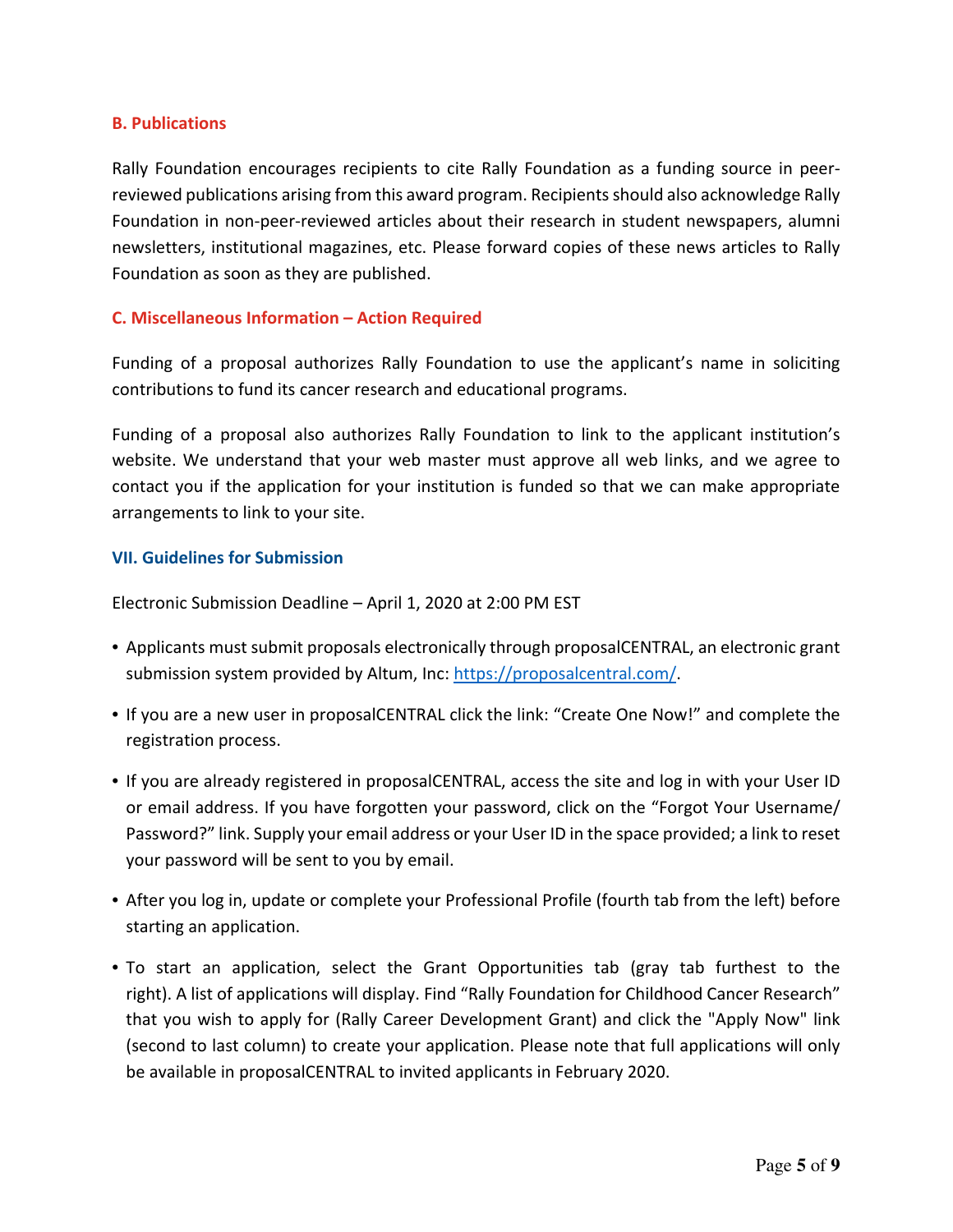### B. Publications

Rally Foundation encourages recipients to cite Rally Foundation as a funding source in peer-reviewed publications arising from this award program. Recipients should also acknowledge Rally Foundation in non-peer-reviewed articles about their research in student newspapers, alumni newsletters, institutional magazines, etc. Please forward copies of these news articles to Rally Foundation as soon as they are published.

### C. Miscellaneous Information – Action Required

Funding of a proposal authorizes Rally Foundation to use the applicant's name in soliciting contributions to fund its cancer research and educational programs.

Funding of a proposal also authorizes Rally Foundation to link to the applicant institution's website. We understand that your web master must approve all web links, and we agree to contact you if the application for your institution is funded so that we can make appropriate arrangements to link to your site.

## VII. Guidelines for Submission

Electronic Submission Deadline – April 1, 2020 at 2:00 PM EST

- Applicants must submit proposals electronically through proposalCENTRAL, an electronic grant submission system provided by Altum, Inc: [https://proposalcentral.com/](https://proposalcentral.com/).
- If you are a new user in proposalCENTRAL click the link: "Create One Now!" and complete the registration process.
- If you are already registered in proposalCENTRAL, access the site and log in with your User ID or email address. If you have forgotten your password, click on the "Forgot Your Username/ Password?" link. Supply your email address or your User ID in the space provided; a link to reset your password will be sent to you by email.
- After you log in, update or complete your Professional Profile (fourth tab from the left) before starting an application.
- To start an application, select the Grant Opportunities tab (gray tab furthest to the right). A list of applications will display. Find "Rally Foundation for Childhood Cancer Research" that you wish to apply for (Rally Career Development Grant) and click the "Apply Now" link (second to last column) to create your application. Please note that full applications will only be available in proposalCENTRAL to invited applicants in February 2020.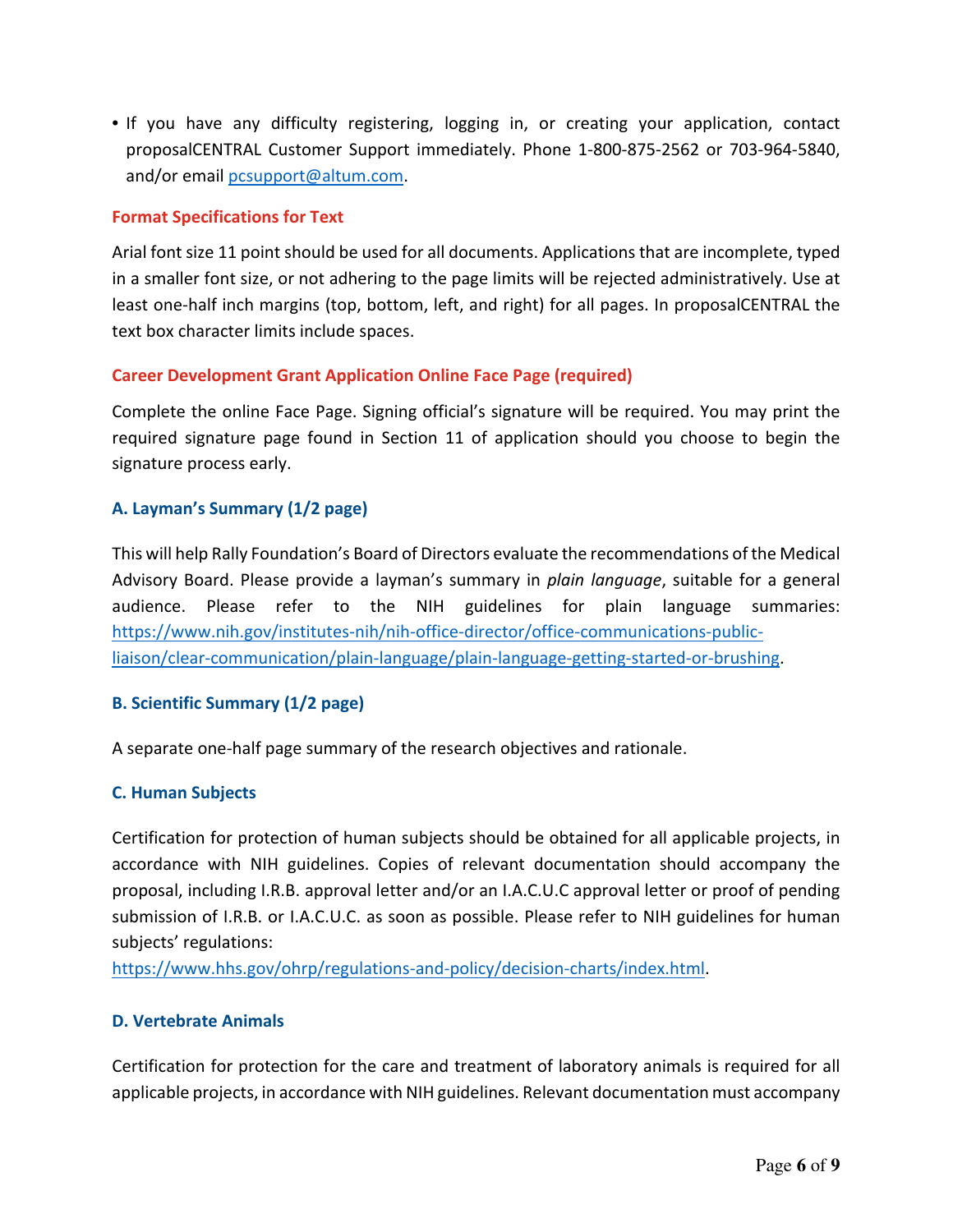- If you have any difficulty registering, logging in, or creating your application, contact proposalCENTRAL Customer Support immediately. Phone 1-800-875-2562 or 703-964-5840, and/or email [pcsupport@altum.com](mailto:pcsupport@altum.com).

### Format Specifications for Text

Arial font size 11 point should be used for all documents. Applications that are incomplete, typed in a smaller font size, or not adhering to the page limits will be rejected administratively. Use at least one-half inch margins (top, bottom, left, and right) for all pages. In proposalCENTRAL the text box character limits include spaces.

### Career Development Grant Application Online Face Page (required)

Complete the online Face Page. Signing official's signature will be required. You may print the required signature page found in Section 11 of application should you choose to begin the signature process early.

#### A. Layman's Summary (1/2 page)

This will help Rally Foundation's Board of Directors evaluate the recommendations of the Medical Advisory Board. Please provide a layman's summary in *plain language*, suitable for a general audience. Please refer to the NIH guidelines for plain language summaries: [https://www.nih.gov/institutes-nih/nih-office-director/office-communications-public-liaison/clear-communication/plain-language/plain-language-getting-started-or-brushing](https://www.nih.gov/institutes-nih/nih-office-director/office-communications-public-liaison/clear-communication/plain-language/plain-language-getting-started-or-brushing).

#### B. Scientific Summary (1/2 page)

A separate one-half page summary of the research objectives and rationale.

#### C. Human Subjects

Certification for protection of human subjects should be obtained for all applicable projects, in accordance with NIH guidelines. Copies of relevant documentation should accompany the proposal, including I.R.B. approval letter and/or an I.A.C.U.C approval letter or proof of pending submission of I.R.B. or I.A.C.U.C. as soon as possible. Please refer to NIH guidelines for human subjects' regulations:
[https://www.hhs.gov/ohrp/regulations-and-policy/decision-charts/index.html](https://www.hhs.gov/ohrp/regulations-and-policy/decision-charts/index.html).

#### D. Vertebrate Animals

Certification for protection for the care and treatment of laboratory animals is required for all applicable projects, in accordance with NIH guidelines. Relevant documentation must accompany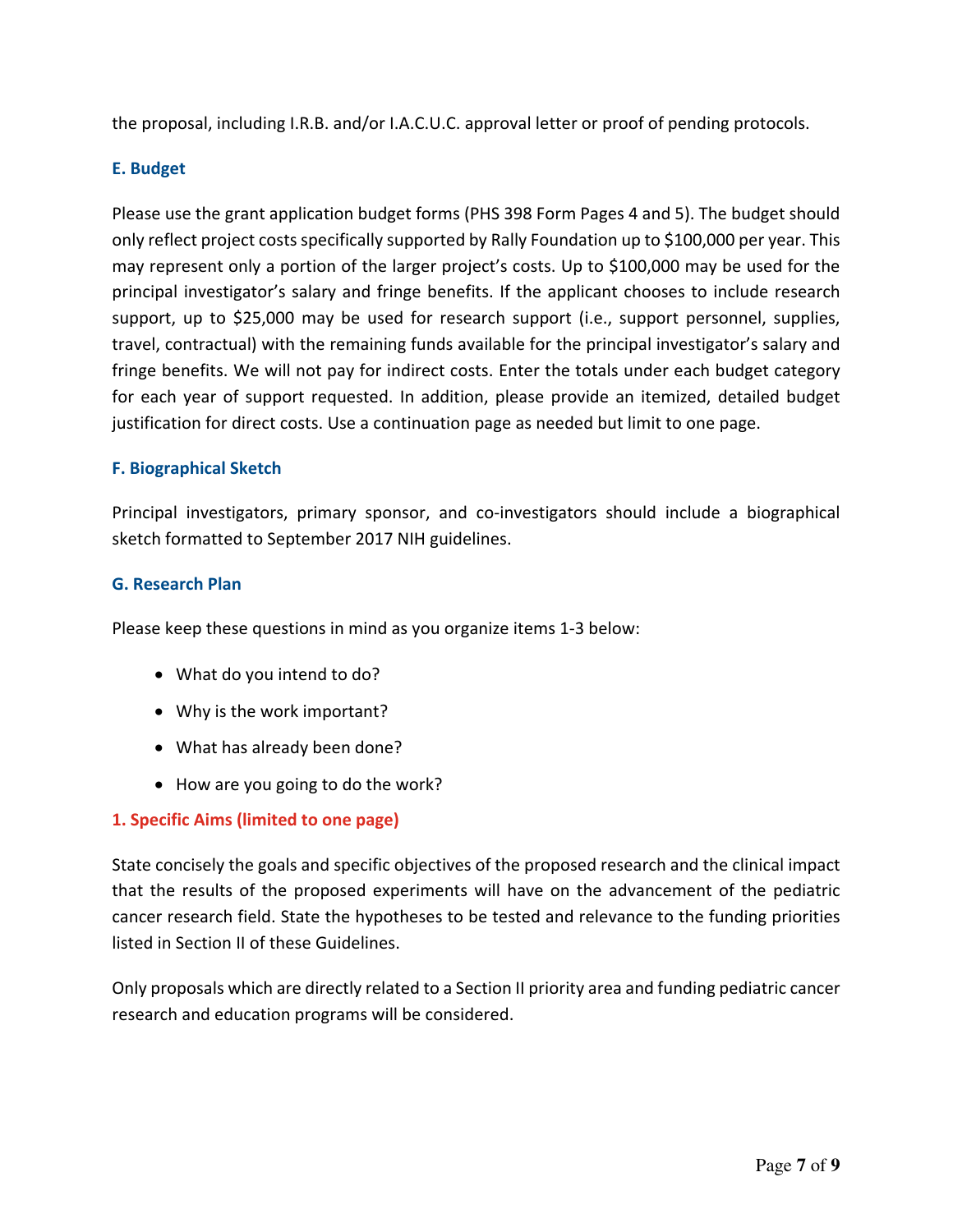the proposal, including I.R.B. and/or I.A.C.U.C. approval letter or proof of pending protocols.

### E. Budget

Please use the grant application budget forms (PHS 398 Form Pages 4 and 5). The budget should only reflect project costs specifically supported by Rally Foundation up to $100,000 per year. This may represent only a portion of the larger project's costs. Up to $100,000 may be used for the principal investigator's salary and fringe benefits. If the applicant chooses to include research support, up to $25,000 may be used for research support (i.e., support personnel, supplies, travel, contractual) with the remaining funds available for the principal investigator's salary and fringe benefits. We will not pay for indirect costs. Enter the totals under each budget category for each year of support requested. In addition, please provide an itemized, detailed budget justification for direct costs. Use a continuation page as needed but limit to one page.

### F. Biographical Sketch

Principal investigators, primary sponsor, and co-investigators should include a biographical sketch formatted to September 2017 NIH guidelines.

### G. Research Plan

Please keep these questions in mind as you organize items 1-3 below:

- What do you intend to do?
- Why is the work important?
- What has already been done?
- How are you going to do the work?

#### 1. Specific Aims (limited to one page)

State concisely the goals and specific objectives of the proposed research and the clinical impact that the results of the proposed experiments will have on the advancement of the pediatric cancer research field. State the hypotheses to be tested and relevance to the funding priorities listed in Section II of these Guidelines.

Only proposals which are directly related to a Section II priority area and funding pediatric cancer research and education programs will be considered.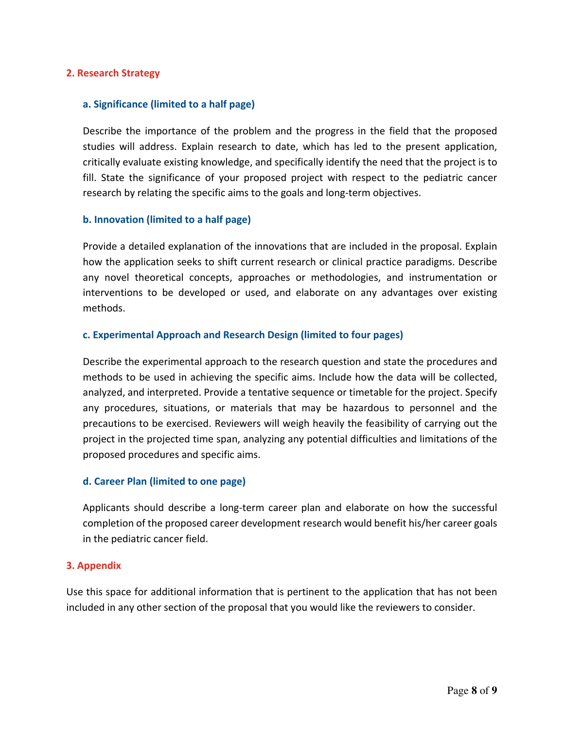## 2. Research Strategy

### a. Significance (limited to a half page)

Describe the importance of the problem and the progress in the field that the proposed studies will address. Explain research to date, which has led to the present application, critically evaluate existing knowledge, and specifically identify the need that the project is to fill. State the significance of your proposed project with respect to the pediatric cancer research by relating the specific aims to the goals and long-term objectives.

### b. Innovation (limited to a half page)

Provide a detailed explanation of the innovations that are included in the proposal. Explain how the application seeks to shift current research or clinical practice paradigms. Describe any novel theoretical concepts, approaches or methodologies, and instrumentation or interventions to be developed or used, and elaborate on any advantages over existing methods.

### c. Experimental Approach and Research Design (limited to four pages)

Describe the experimental approach to the research question and state the procedures and methods to be used in achieving the specific aims. Include how the data will be collected, analyzed, and interpreted. Provide a tentative sequence or timetable for the project. Specify any procedures, situations, or materials that may be hazardous to personnel and the precautions to be exercised. Reviewers will weigh heavily the feasibility of carrying out the project in the projected time span, analyzing any potential difficulties and limitations of the proposed procedures and specific aims.

### d. Career Plan (limited to one page)

Applicants should describe a long-term career plan and elaborate on how the successful completion of the proposed career development research would benefit his/her career goals in the pediatric cancer field.

## 3. Appendix

Use this space for additional information that is pertinent to the application that has not been included in any other section of the proposal that you would like the reviewers to consider.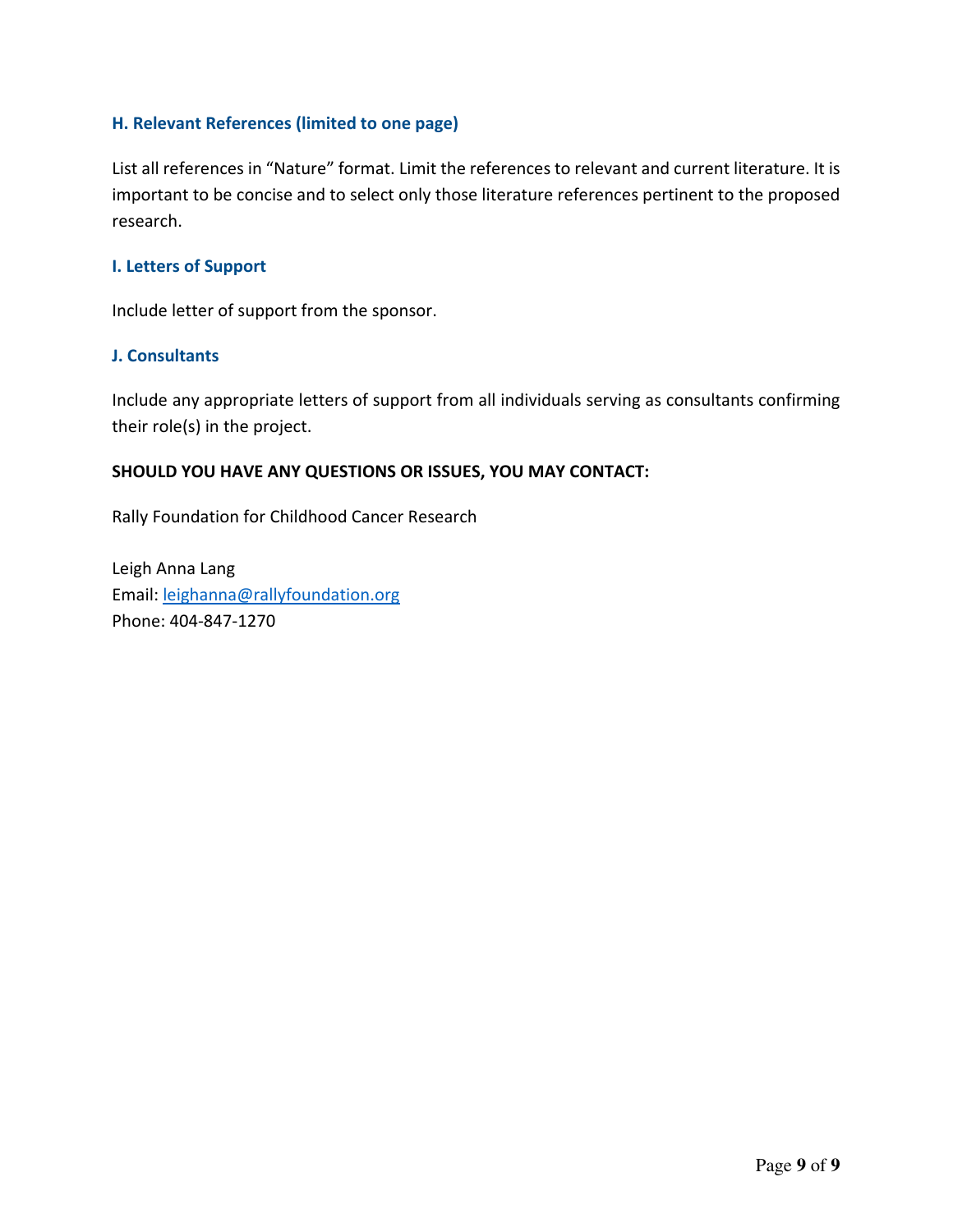### H. Relevant References (limited to one page)

List all references in "Nature" format. Limit the references to relevant and current literature. It is important to be concise and to select only those literature references pertinent to the proposed research.

### I. Letters of Support

Include letter of support from the sponsor.

### J. Consultants

Include any appropriate letters of support from all individuals serving as consultants confirming their role(s) in the project.

**SHOULD YOU HAVE ANY QUESTIONS OR ISSUES, YOU MAY CONTACT:**

Rally Foundation for Childhood Cancer Research

Leigh Anna Lang
Email: leighanna@rallyfoundation.org
Phone: 404-847-1270